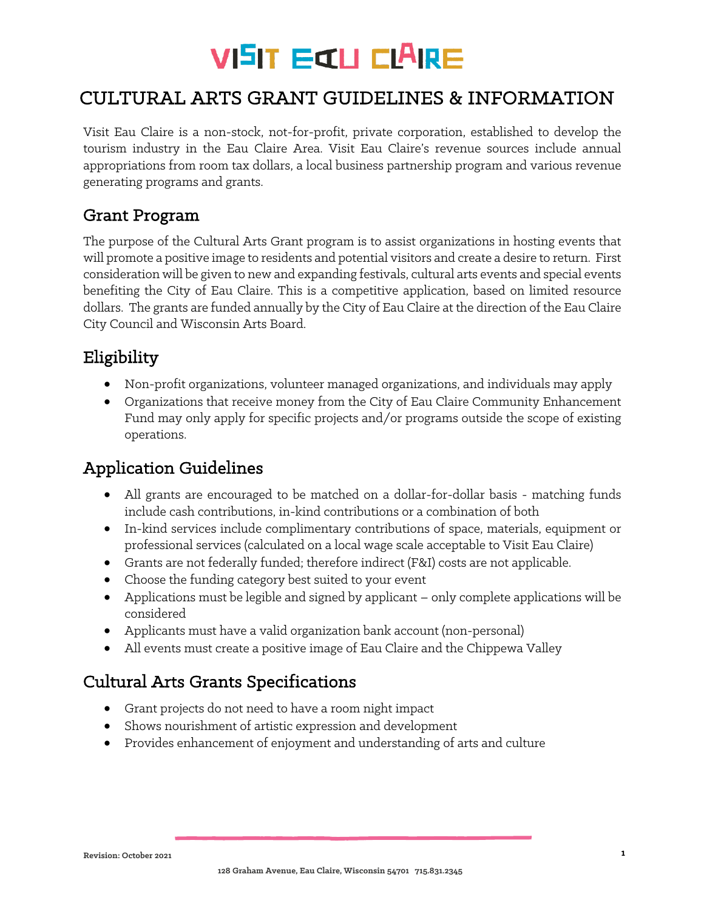# VISIT EAU CLAIRE

## CULTURAL ARTS GRANT GUIDELINES & INFORMATION

Visit Eau Claire is a non-stock, not-for-profit, private corporation, established to develop the tourism industry in the Eau Claire Area. Visit Eau Claire's revenue sources include annual appropriations from room tax dollars, a local business partnership program and various revenue generating programs and grants.

### Grant Program

The purpose of the Cultural Arts Grant program is to assist organizations in hosting events that will promote a positive image to residents and potential visitors and create a desire to return. First consideration will be given to new and expanding festivals, cultural arts events and special events benefiting the City of Eau Claire. This is a competitive application, based on limited resource dollars. The grants are funded annually by the City of Eau Claire at the direction of the Eau Claire City Council and Wisconsin Arts Board.

### Eligibility

- Non-profit organizations, volunteer managed organizations, and individuals may apply
- Organizations that receive money from the City of Eau Claire Community Enhancement Fund may only apply for specific projects and/or programs outside the scope of existing operations.

### Application Guidelines

- All grants are encouraged to be matched on a dollar-for-dollar basis - matching funds include cash contributions, in-kind contributions or a combination of both
- In-kind services include complimentary contributions of space, materials, equipment or professional services (calculated on a local wage scale acceptable to Visit Eau Claire)
- Grants are not federally funded; therefore indirect (F&I) costs are not applicable.
- Choose the funding category best suited to your event
- Applications must be legible and signed by applicant – only complete applications will be considered
- Applicants must have a valid organization bank account (non-personal)
- All events must create a positive image of Eau Claire and the Chippewa Valley

### Cultural Arts Grants Specifications

- Grant projects do not need to have a room night impact
- Shows nourishment of artistic expression and development
- Provides enhancement of enjoyment and understanding of arts and culture

Revision: October 2021

128 Graham Avenue, Eau Claire, Wisconsin 54701 715.831.2345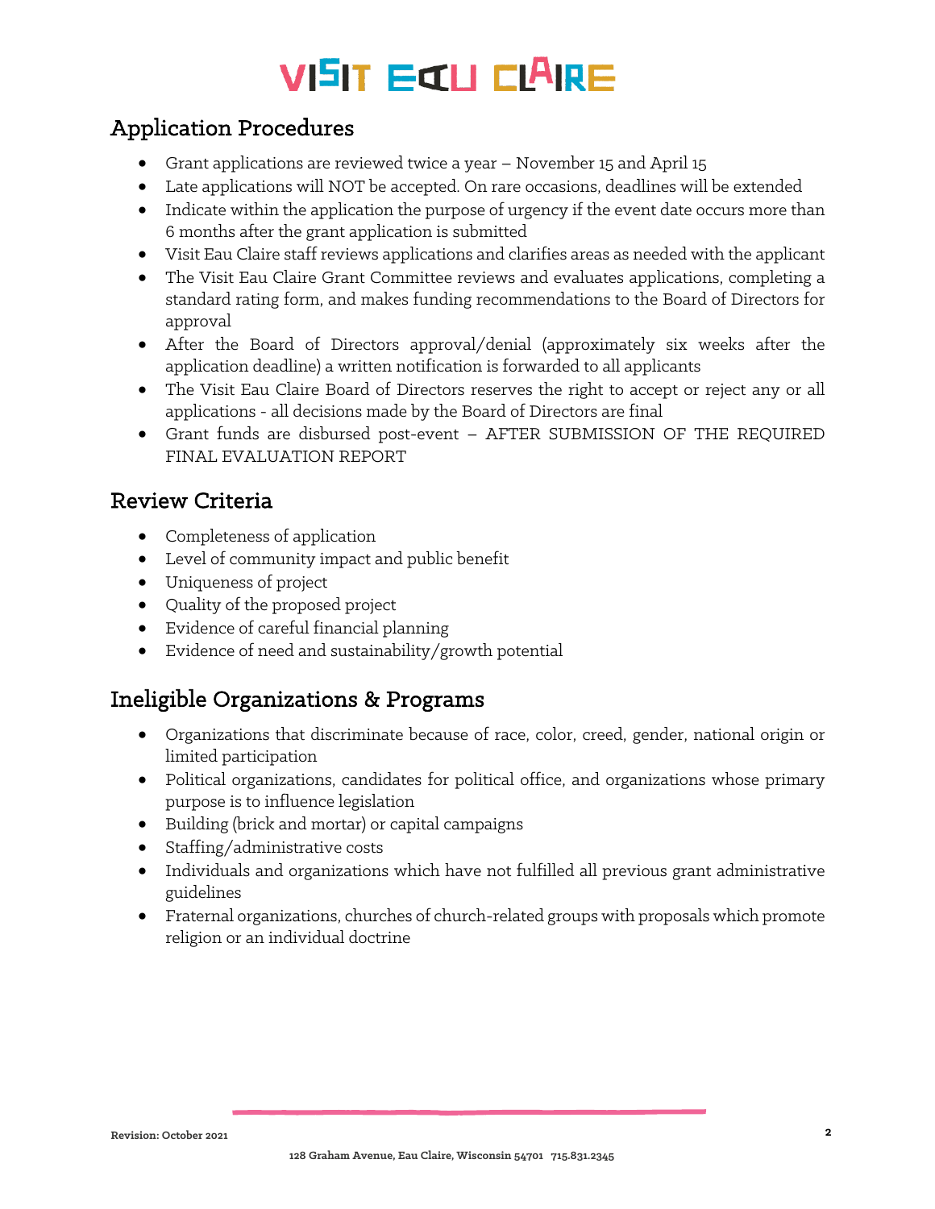## Application Procedures

- Grant applications are reviewed twice a year – November 15 and April 15
- Late applications will NOT be accepted. On rare occasions, deadlines will be extended
- Indicate within the application the purpose of urgency if the event date occurs more than 6 months after the grant application is submitted
- Visit Eau Claire staff reviews applications and clarifies areas as needed with the applicant
- The Visit Eau Claire Grant Committee reviews and evaluates applications, completing a standard rating form, and makes funding recommendations to the Board of Directors for approval
- After the Board of Directors approval/denial (approximately six weeks after the application deadline) a written notification is forwarded to all applicants
- The Visit Eau Claire Board of Directors reserves the right to accept or reject any or all applications - all decisions made by the Board of Directors are final
- Grant funds are disbursed post-event – AFTER SUBMISSION OF THE REQUIRED FINAL EVALUATION REPORT

## Review Criteria

- Completeness of application
- Level of community impact and public benefit
- Uniqueness of project
- Quality of the proposed project
- Evidence of careful financial planning
- Evidence of need and sustainability/growth potential

## Ineligible Organizations & Programs

- Organizations that discriminate because of race, color, creed, gender, national origin or limited participation
- Political organizations, candidates for political office, and organizations whose primary purpose is to influence legislation
- Building (brick and mortar) or capital campaigns
- Staffing/administrative costs
- Individuals and organizations which have not fulfilled all previous grant administrative guidelines
- Fraternal organizations, churches of church-related groups with proposals which promote religion or an individual doctrine

Revision: October 2021

128 Graham Avenue, Eau Claire, Wisconsin 54701 715.831.2345